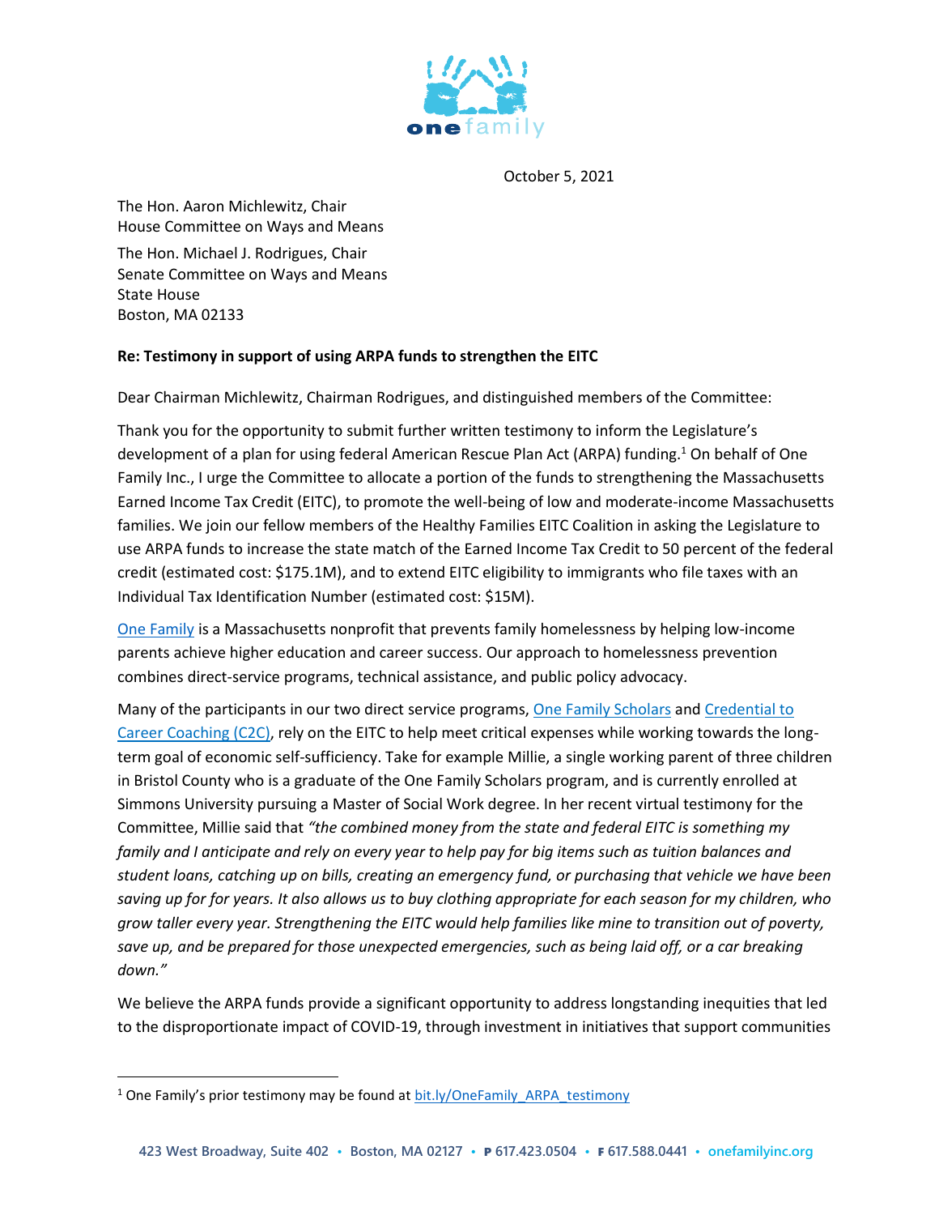October 5, 2021

The Hon. Aaron Michlewitz, Chair
House Committee on Ways and Means

The Hon. Michael J. Rodrigues, Chair
Senate Committee on Ways and Means
State House
Boston, MA 02133

**Re: Testimony in support of using ARPA funds to strengthen the EITC**

Dear Chairman Michlewitz, Chairman Rodrigues, and distinguished members of the Committee:

Thank you for the opportunity to submit further written testimony to inform the Legislature's development of a plan for using federal American Rescue Plan Act (ARPA) funding.[1] On behalf of One Family Inc., I urge the Committee to allocate a portion of the funds to strengthening the Massachusetts Earned Income Tax Credit (EITC), to promote the well-being of low and moderate-income Massachusetts families. We join our fellow members of the Healthy Families EITC Coalition in asking the Legislature to use ARPA funds to increase the state match of the Earned Income Tax Credit to 50 percent of the federal credit (estimated cost: $175.1M), and to extend EITC eligibility to immigrants who file taxes with an Individual Tax Identification Number (estimated cost: $15M).

One Family is a Massachusetts nonprofit that prevents family homelessness by helping low-income parents achieve higher education and career success. Our approach to homelessness prevention combines direct-service programs, technical assistance, and public policy advocacy.

Many of the participants in our two direct service programs, One Family Scholars and Credential to Career Coaching (C2C), rely on the EITC to help meet critical expenses while working towards the long-term goal of economic self-sufficiency. Take for example Millie, a single working parent of three children in Bristol County who is a graduate of the One Family Scholars program, and is currently enrolled at Simmons University pursuing a Master of Social Work degree. In her recent virtual testimony for the Committee, Millie said that *"the combined money from the state and federal EITC is something my family and I anticipate and rely on every year to help pay for big items such as tuition balances and student loans, catching up on bills, creating an emergency fund, or purchasing that vehicle we have been saving up for for years. It also allows us to buy clothing appropriate for each season for my children, who grow taller every year. Strengthening the EITC would help families like mine to transition out of poverty, save up, and be prepared for those unexpected emergencies, such as being laid off, or a car breaking down."*

We believe the ARPA funds provide a significant opportunity to address longstanding inequities that led to the disproportionate impact of COVID-19, through investment in initiatives that support communities

---

[1] One Family's prior testimony may be found at bit.ly/OneFamily_ARPA_testimony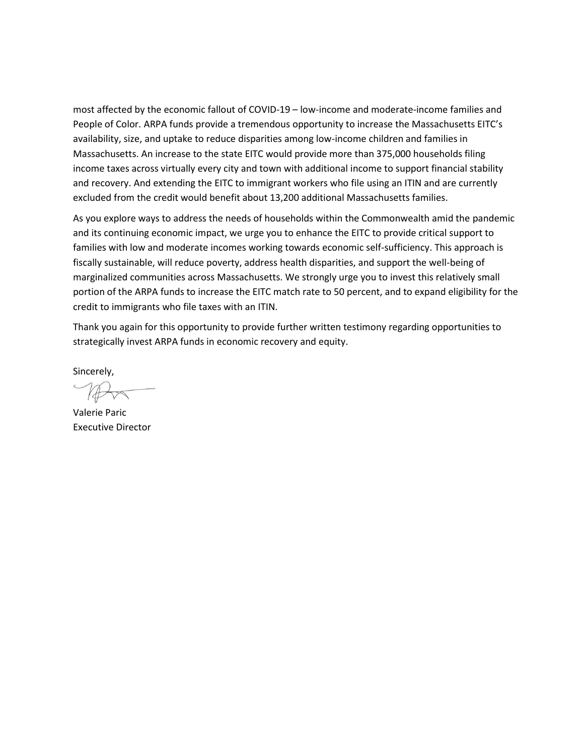most affected by the economic fallout of COVID-19 – low-income and moderate-income families and People of Color. ARPA funds provide a tremendous opportunity to increase the Massachusetts EITC's availability, size, and uptake to reduce disparities among low-income children and families in Massachusetts. An increase to the state EITC would provide more than 375,000 households filing income taxes across virtually every city and town with additional income to support financial stability and recovery. And extending the EITC to immigrant workers who file using an ITIN and are currently excluded from the credit would benefit about 13,200 additional Massachusetts families.

As you explore ways to address the needs of households within the Commonwealth amid the pandemic and its continuing economic impact, we urge you to enhance the EITC to provide critical support to families with low and moderate incomes working towards economic self-sufficiency. This approach is fiscally sustainable, will reduce poverty, address health disparities, and support the well-being of marginalized communities across Massachusetts. We strongly urge you to invest this relatively small portion of the ARPA funds to increase the EITC match rate to 50 percent, and to expand eligibility for the credit to immigrants who file taxes with an ITIN.

Thank you again for this opportunity to provide further written testimony regarding opportunities to strategically invest ARPA funds in economic recovery and equity.

Sincerely,

Valerie Paric
Executive Director